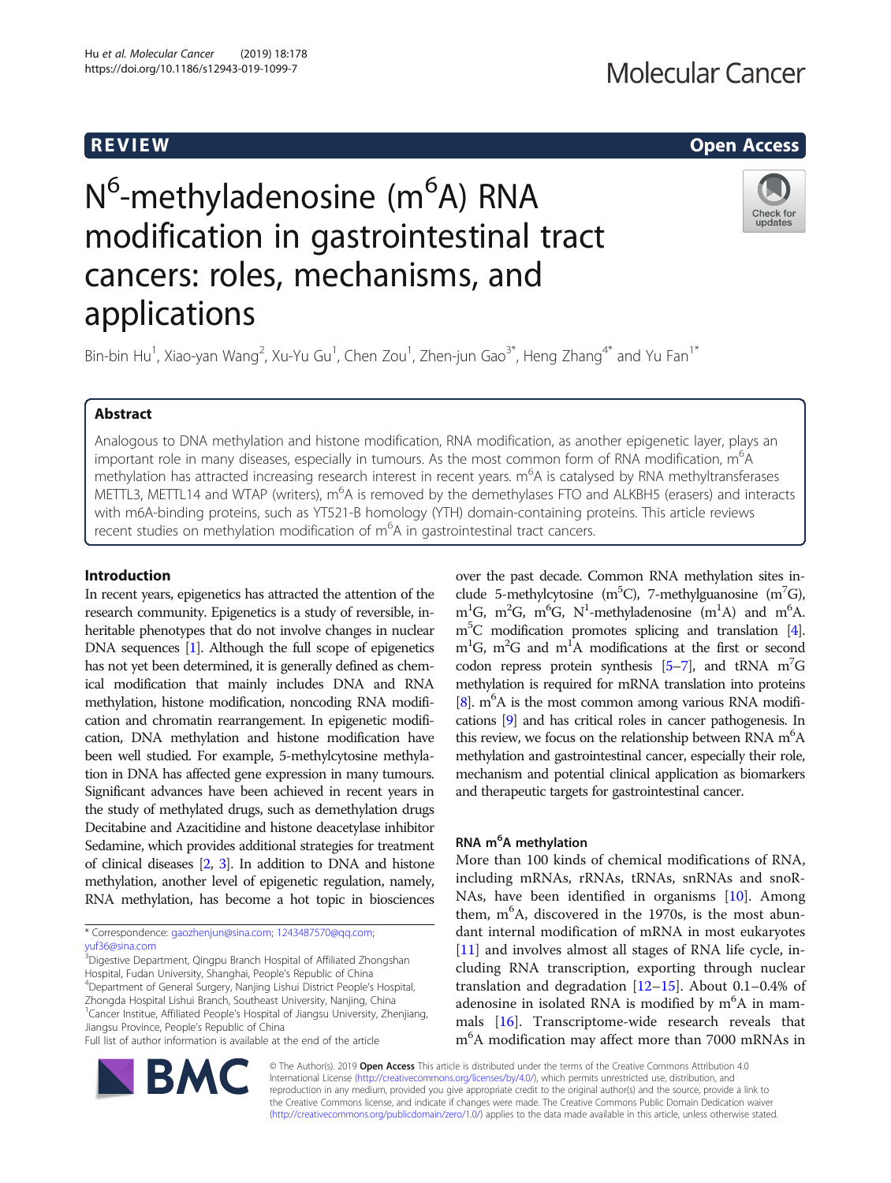REVIEW Open Access

# N$^6$-methyladenosine (m$^6$A) RNA modification in gastrointestinal tract cancers: roles, mechanisms, and applications

Bin-bin Hu[1], Xiao-yan Wang[2], Xu-Yu Gu[1], Chen Zou[1], Zhen-jun Gao[3*], Heng Zhang[4*] and Yu Fan[1*]

## Abstract

Analogous to DNA methylation and histone modification, RNA modification, as another epigenetic layer, plays an important role in many diseases, especially in tumours. As the most common form of RNA modification, m$^6$A methylation has attracted increasing research interest in recent years. m$^6$A is catalysed by RNA methyltransferases METTL3, METTL14 and WTAP (writers), m$^6$A is removed by the demethylases FTO and ALKBH5 (erasers) and interacts with m6A-binding proteins, such as YT521-B homology (YTH) domain-containing proteins. This article reviews recent studies on methylation modification of m$^6$A in gastrointestinal tract cancers.

## Introduction

In recent years, epigenetics has attracted the attention of the research community. Epigenetics is a study of reversible, inheritable phenotypes that do not involve changes in nuclear DNA sequences [1]. Although the full scope of epigenetics has not yet been determined, it is generally defined as chemical modification that mainly includes DNA and RNA methylation, histone modification, noncoding RNA modification and chromatin rearrangement. In epigenetic modification, DNA methylation and histone modification have been well studied. For example, 5-methylcytosine methylation in DNA has affected gene expression in many tumours. Significant advances have been achieved in recent years in the study of methylated drugs, such as demethylation drugs Decitabine and Azacitidine and histone deacetylase inhibitor Sedamine, which provides additional strategies for treatment of clinical diseases [2, 3]. In addition to DNA and histone methylation, another level of epigenetic regulation, namely, RNA methylation, has become a hot topic in biosciences over the past decade. Common RNA methylation sites include 5-methylcytosine (m$^5$C), 7-methylguanosine (m$^7$G), m$^1$G, m$^2$G, m$^6$G, N$^1$-methyladenosine (m$^1$A) and m$^6$A. m$^5$C modification promotes splicing and translation [4]. m$^1$G, m$^2$G and m$^1$A modifications at the first or second codon repress protein synthesis [5–7], and tRNA m$^7$G methylation is required for mRNA translation into proteins [8]. m$^6$A is the most common among various RNA modifications [9] and has critical roles in cancer pathogenesis. In this review, we focus on the relationship between RNA m$^6$A methylation and gastrointestinal cancer, especially their role, mechanism and potential clinical application as biomarkers and therapeutic targets for gastrointestinal cancer.

## RNA m$^6$A methylation

More than 100 kinds of chemical modifications of RNA, including mRNAs, rRNAs, tRNAs, snRNAs and snoRNAs, have been identified in organisms [10]. Among them, m$^6$A, discovered in the 1970s, is the most abundant internal modification of mRNA in most eukaryotes [11] and involves almost all stages of RNA life cycle, including RNA transcription, exporting through nuclear translation and degradation [12–15]. About 0.1–0.4% of adenosine in isolated RNA is modified by m$^6$A in mammals [16]. Transcriptome-wide research reveals that m$^6$A modification may affect more than 7000 mRNAs in

\* Correspondence: gaozhenjun@sina.com; 1243487570@qq.com; yuf36@sina.com

[3]Digestive Department, Qingpu Branch Hospital of Affiliated Zhongshan Hospital, Fudan University, Shanghai, People's Republic of China

[4]Department of General Surgery, Nanjing Lishui District People's Hospital, Zhongda Hospital Lishui Branch, Southeast University, Nanjing, China

[1]Cancer Institue, Affiliated People's Hospital of Jiangsu University, Zhenjiang, Jiangsu Province, People's Republic of China

Full list of author information is available at the end of the article

© The Author(s). 2019 **Open Access** This article is distributed under the terms of the Creative Commons Attribution 4.0 International License (http://creativecommons.org/licenses/by/4.0/), which permits unrestricted use, distribution, and reproduction in any medium, provided you give appropriate credit to the original author(s) and the source, provide a link to the Creative Commons license, and indicate if changes were made. The Creative Commons Public Domain Dedication waiver (http://creativecommons.org/publicdomain/zero/1.0/) applies to the data made available in this article, unless otherwise stated.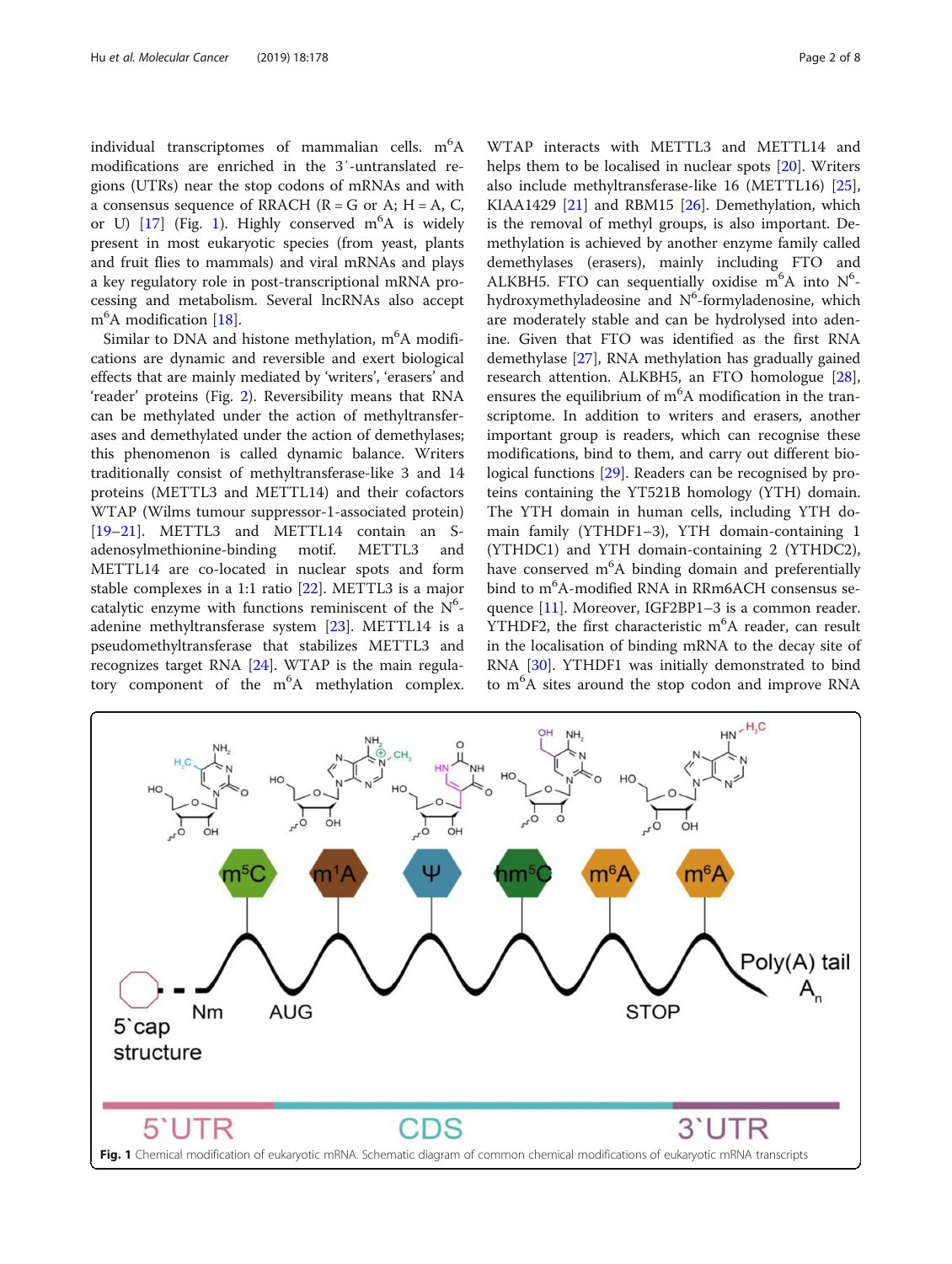individual transcriptomes of mammalian cells. m$^6$A modifications are enriched in the 3′-untranslated regions (UTRs) near the stop codons of mRNAs and with a consensus sequence of RRACH (R = G or A; H = A, C, or U) [17] (Fig. 1). Highly conserved m$^6$A is widely present in most eukaryotic species (from yeast, plants and fruit flies to mammals) and viral mRNAs and plays a key regulatory role in post-transcriptional mRNA processing and metabolism. Several lncRNAs also accept m$^6$A modification [18].

Similar to DNA and histone methylation, m$^6$A modifications are dynamic and reversible and exert biological effects that are mainly mediated by 'writers', 'erasers' and 'reader' proteins (Fig. 2). Reversibility means that RNA can be methylated under the action of methyltransferases and demethylated under the action of demethylases; this phenomenon is called dynamic balance. Writers traditionally consist of methyltransferase-like 3 and 14 proteins (METTL3 and METTL14) and their cofactors WTAP (Wilms tumour suppressor-1-associated protein) [19–21]. METTL3 and METTL14 contain an S-adenosylmethionine-binding motif. METTL3 and METTL14 are co-located in nuclear spots and form stable complexes in a 1:1 ratio [22]. METTL3 is a major catalytic enzyme with functions reminiscent of the N$^6$-adenine methyltransferase system [23]. METTL14 is a pseudomethyltransferase that stabilizes METTL3 and recognizes target RNA [24]. WTAP is the main regulatory component of the m$^6$A methylation complex. WTAP interacts with METTL3 and METTL14 and helps them to be localised in nuclear spots [20]. Writers also include methyltransferase-like 16 (METTL16) [25], KIAA1429 [21] and RBM15 [26]. Demethylation, which is the removal of methyl groups, is also important. Demethylation is achieved by another enzyme family called demethylases (erasers), mainly including FTO and ALKBH5. FTO can sequentially oxidise m$^6$A into N$^6$-hydroxymethyladeosine and N$^6$-formyladenosine, which are moderately stable and can be hydrolysed into adenine. Given that FTO was identified as the first RNA demethylase [27], RNA methylation has gradually gained research attention. ALKBH5, an FTO homologue [28], ensures the equilibrium of m$^6$A modification in the transcriptome. In addition to writers and erasers, another important group is readers, which can recognise these modifications, bind to them, and carry out different biological functions [29]. Readers can be recognised by proteins containing the YT521B homology (YTH) domain. The YTH domain in human cells, including YTH domain family (YTHDF1–3), YTH domain-containing 1 (YTHDC1) and YTH domain-containing 2 (YTHDC2), have conserved m$^6$A binding domain and preferentially bind to m$^6$A-modified RNA in RRm6ACH consensus sequence [11]. Moreover, IGF2BP1–3 is a common reader. YTHDF2, the first characteristic m$^6$A reader, can result in the localisation of binding mRNA to the decay site of RNA [30]. YTHDF1 was initially demonstrated to bind to m$^6$A sites around the stop codon and improve RNA

**Fig. 1** Chemical modification of eukaryotic mRNA. Schematic diagram of common chemical modifications of eukaryotic mRNA transcripts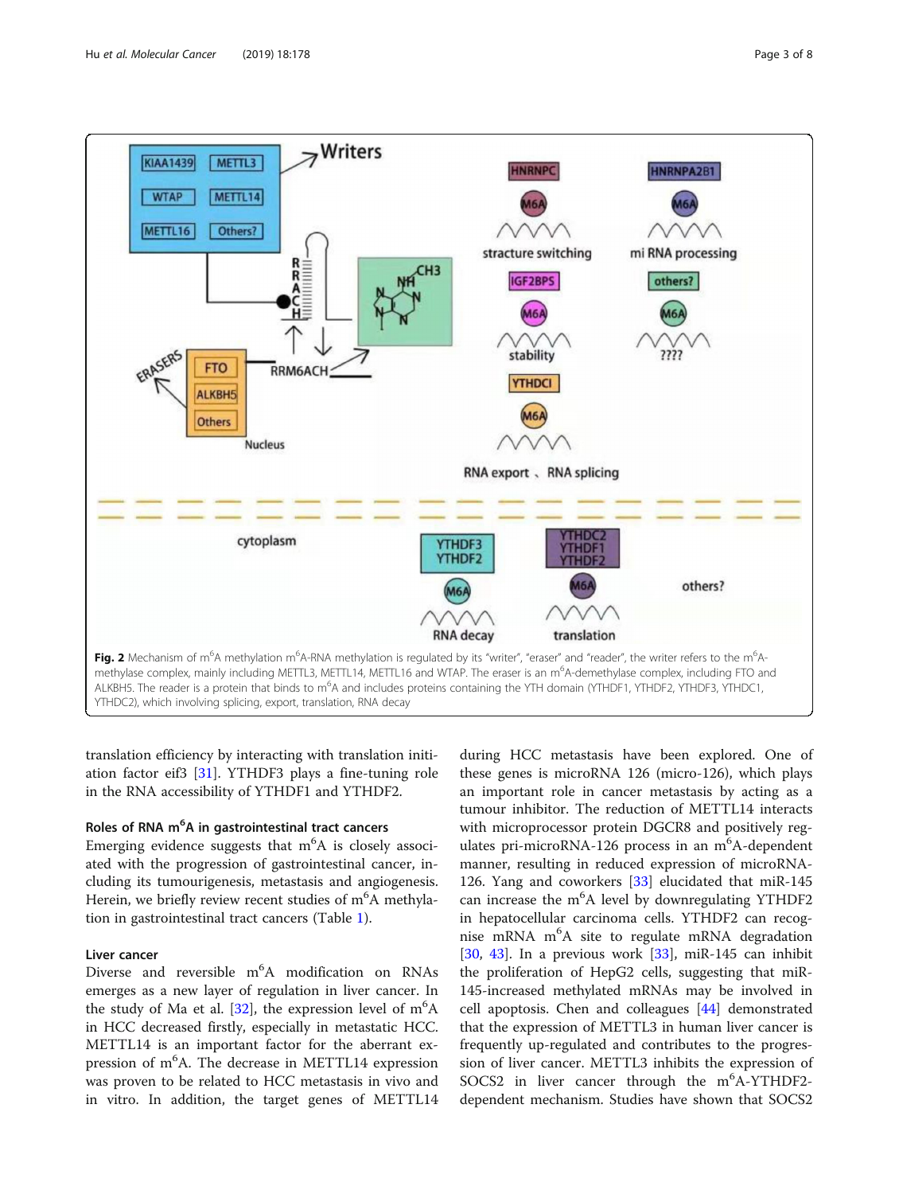Fig. 2 Mechanism of m$^6$A methylation m$^6$A-RNA methylation is regulated by its "writer", "eraser" and "reader", the writer refers to the m$^6$A-methylase complex, mainly including METTL3, METTL14, METTL16 and WTAP. The eraser is an m$^6$A-demethylase complex, including FTO and ALKBH5. The reader is a protein that binds to m$^6$A and includes proteins containing the YTH domain (YTHDF1, YTHDF2, YTHDF3, YTHDC1, YTHDC2), which involving splicing, export, translation, RNA decay

translation efficiency by interacting with translation initiation factor eif3 [31]. YTHDF3 plays a fine-tuning role in the RNA accessibility of YTHDF1 and YTHDF2.

## Roles of RNA m$^6$A in gastrointestinal tract cancers

Emerging evidence suggests that m$^6$A is closely associated with the progression of gastrointestinal cancer, including its tumourigenesis, metastasis and angiogenesis. Herein, we briefly review recent studies of m$^6$A methylation in gastrointestinal tract cancers (Table 1).

### Liver cancer

Diverse and reversible m$^6$A modification on RNAs emerges as a new layer of regulation in liver cancer. In the study of Ma et al. [32], the expression level of m$^6$A in HCC decreased firstly, especially in metastatic HCC. METTL14 is an important factor for the aberrant expression of m$^6$A. The decrease in METTL14 expression was proven to be related to HCC metastasis in vivo and in vitro. In addition, the target genes of METTL14 during HCC metastasis have been explored. One of these genes is microRNA 126 (micro-126), which plays an important role in cancer metastasis by acting as a tumour inhibitor. The reduction of METTL14 interacts with microprocessor protein DGCR8 and positively regulates pri-microRNA-126 process in an m$^6$A-dependent manner, resulting in reduced expression of microRNA-126. Yang and coworkers [33] elucidated that miR-145 can increase the m$^6$A level by downregulating YTHDF2 in hepatocellular carcinoma cells. YTHDF2 can recognise mRNA m$^6$A site to regulate mRNA degradation [30, 43]. In a previous work [33], miR-145 can inhibit the proliferation of HepG2 cells, suggesting that miR-145-increased methylated mRNAs may be involved in cell apoptosis. Chen and colleagues [44] demonstrated that the expression of METTL3 in human liver cancer is frequently up-regulated and contributes to the progression of liver cancer. METTL3 inhibits the expression of SOCS2 in liver cancer through the m$^6$A-YTHDF2-dependent mechanism. Studies have shown that SOCS2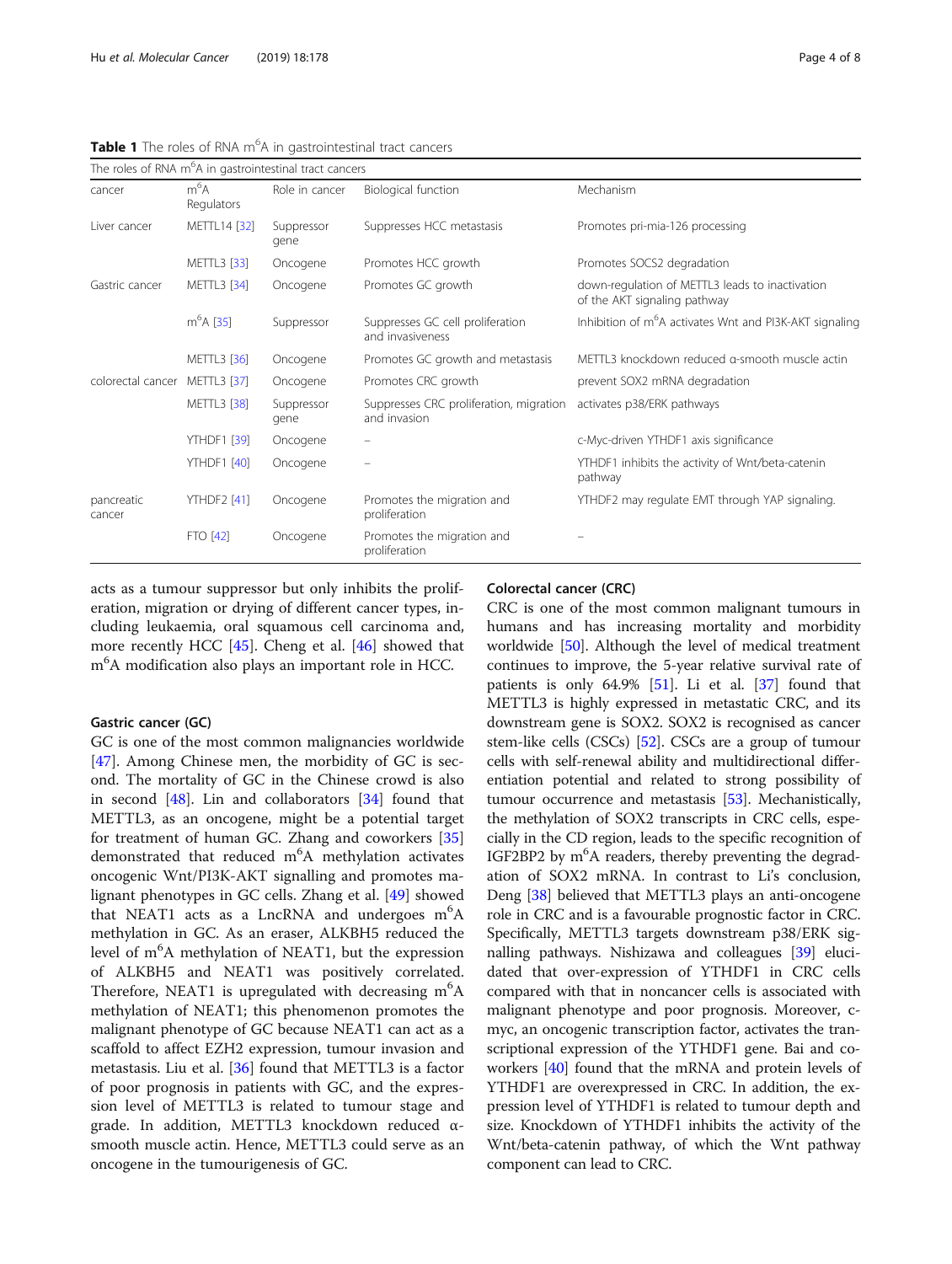**Table 1** The roles of RNA $m^6A$ in gastrointestinal tract cancers

| The roles of RNA $m^6A$ in gastrointestinal tract cancers | | | | |
|---|---|---|---|---|
| cancer | $m^6A$ Regulators | Role in cancer | Biological function | Mechanism |
| Liver cancer | METTL14 [32] | Suppressor gene | Suppresses HCC metastasis | Promotes pri-mia-126 processing |
| | METTL3 [33] | Oncogene | Promotes HCC growth | Promotes SOCS2 degradation |
| Gastric cancer | METTL3 [34] | Oncogene | Promotes GC growth | down-regulation of METTL3 leads to inactivation of the AKT signaling pathway |
| | $m^6A$ [35] | Suppressor | Suppresses GC cell proliferation and invasiveness | Inhibition of $m^6A$ activates Wnt and PI3K-AKT signaling |
| | METTL3 [36] | Oncogene | Promotes GC growth and metastasis | METTL3 knockdown reduced α-smooth muscle actin |
| colorectal cancer | METTL3 [37] | Oncogene | Promotes CRC growth | prevent SOX2 mRNA degradation |
| | METTL3 [38] | Suppressor gene | Suppresses CRC proliferation, migration and invasion | activates p38/ERK pathways |
| | YTHDF1 [39] | Oncogene | – | c-Myc-driven YTHDF1 axis significance |
| | YTHDF1 [40] | Oncogene | – | YTHDF1 inhibits the activity of Wnt/beta-catenin pathway |
| pancreatic cancer | YTHDF2 [41] | Oncogene | Promotes the migration and proliferation | YTHDF2 may regulate EMT through YAP signaling. |
| | FTO [42] | Oncogene | Promotes the migration and proliferation | – |

acts as a tumour suppressor but only inhibits the proliferation, migration or drying of different cancer types, including leukaemia, oral squamous cell carcinoma and, more recently HCC [45]. Cheng et al. [46] showed that $m^6A$ modification also plays an important role in HCC.

### Gastric cancer (GC)

GC is one of the most common malignancies worldwide [47]. Among Chinese men, the morbidity of GC is second. The mortality of GC in the Chinese crowd is also in second [48]. Lin and collaborators [34] found that METTL3, as an oncogene, might be a potential target for treatment of human GC. Zhang and coworkers [35] demonstrated that reduced $m^6A$ methylation activates oncogenic Wnt/PI3K-AKT signalling and promotes malignant phenotypes in GC cells. Zhang et al. [49] showed that NEAT1 acts as a LncRNA and undergoes $m^6A$ methylation in GC. As an eraser, ALKBH5 reduced the level of $m^6A$ methylation of NEAT1, but the expression of ALKBH5 and NEAT1 was positively correlated. Therefore, NEAT1 is upregulated with decreasing $m^6A$ methylation of NEAT1; this phenomenon promotes the malignant phenotype of GC because NEAT1 can act as a scaffold to affect EZH2 expression, tumour invasion and metastasis. Liu et al. [36] found that METTL3 is a factor of poor prognosis in patients with GC, and the expression level of METTL3 is related to tumour stage and grade. In addition, METTL3 knockdown reduced α-smooth muscle actin. Hence, METTL3 could serve as an oncogene in the tumourigenesis of GC.

### Colorectal cancer (CRC)

CRC is one of the most common malignant tumours in humans and has increasing mortality and morbidity worldwide [50]. Although the level of medical treatment continues to improve, the 5-year relative survival rate of patients is only 64.9% [51]. Li et al. [37] found that METTL3 is highly expressed in metastatic CRC, and its downstream gene is SOX2. SOX2 is recognised as cancer stem-like cells (CSCs) [52]. CSCs are a group of tumour cells with self-renewal ability and multidirectional differentiation potential and related to strong possibility of tumour occurrence and metastasis [53]. Mechanistically, the methylation of SOX2 transcripts in CRC cells, especially in the CD region, leads to the specific recognition of IGF2BP2 by $m^6A$ readers, thereby preventing the degradation of SOX2 mRNA. In contrast to Li's conclusion, Deng [38] believed that METTL3 plays an anti-oncogene role in CRC and is a favourable prognostic factor in CRC. Specifically, METTL3 targets downstream p38/ERK signalling pathways. Nishizawa and colleagues [39] elucidated that over-expression of YTHDF1 in CRC cells compared with that in noncancer cells is associated with malignant phenotype and poor prognosis. Moreover, c-myc, an oncogenic transcription factor, activates the transcriptional expression of the YTHDF1 gene. Bai and coworkers [40] found that the mRNA and protein levels of YTHDF1 are overexpressed in CRC. In addition, the expression level of YTHDF1 is related to tumour depth and size. Knockdown of YTHDF1 inhibits the activity of the Wnt/beta-catenin pathway, of which the Wnt pathway component can lead to CRC.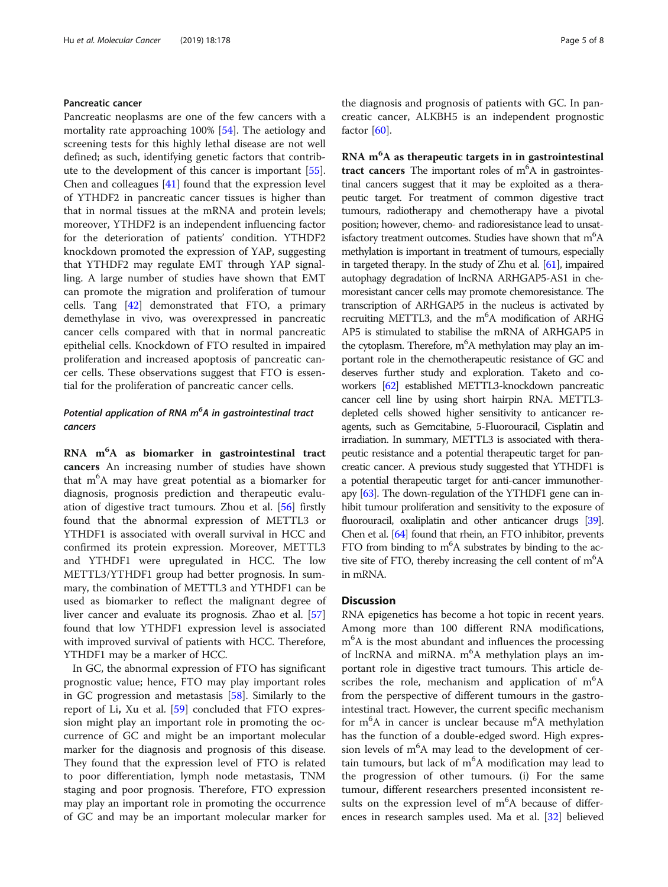### Pancreatic cancer

Pancreatic neoplasms are one of the few cancers with a mortality rate approaching 100% [54]. The aetiology and screening tests for this highly lethal disease are not well defined; as such, identifying genetic factors that contribute to the development of this cancer is important [55]. Chen and colleagues [41] found that the expression level of YTHDF2 in pancreatic cancer tissues is higher than that in normal tissues at the mRNA and protein levels; moreover, YTHDF2 is an independent influencing factor for the deterioration of patients' condition. YTHDF2 knockdown promoted the expression of YAP, suggesting that YTHDF2 may regulate EMT through YAP signalling. A large number of studies have shown that EMT can promote the migration and proliferation of tumour cells. Tang [42] demonstrated that FTO, a primary demethylase in vivo, was overexpressed in pancreatic cancer cells compared with that in normal pancreatic epithelial cells. Knockdown of FTO resulted in impaired proliferation and increased apoptosis of pancreatic cancer cells. These observations suggest that FTO is essential for the proliferation of pancreatic cancer cells.

## Potential application of RNA m$^6$A in gastrointestinal tract cancers

**RNA m$^6$A as biomarker in gastrointestinal tract cancers** An increasing number of studies have shown that m$^6$A may have great potential as a biomarker for diagnosis, prognosis prediction and therapeutic evaluation of digestive tract tumours. Zhou et al. [56] firstly found that the abnormal expression of METTL3 or YTHDF1 is associated with overall survival in HCC and confirmed its protein expression. Moreover, METTL3 and YTHDF1 were upregulated in HCC. The low METTL3/YTHDF1 group had better prognosis. In summary, the combination of METTL3 and YTHDF1 can be used as biomarker to reflect the malignant degree of liver cancer and evaluate its prognosis. Zhao et al. [57] found that low YTHDF1 expression level is associated with improved survival of patients with HCC. Therefore, YTHDF1 may be a marker of HCC.

In GC, the abnormal expression of FTO has significant prognostic value; hence, FTO may play important roles in GC progression and metastasis [58]. Similarly to the report of Li**,** Xu et al. [59] concluded that FTO expression might play an important role in promoting the occurrence of GC and might be an important molecular marker for the diagnosis and prognosis of this disease. They found that the expression level of FTO is related to poor differentiation, lymph node metastasis, TNM staging and poor prognosis. Therefore, FTO expression may play an important role in promoting the occurrence of GC and may be an important molecular marker for the diagnosis and prognosis of patients with GC. In pancreatic cancer, ALKBH5 is an independent prognostic factor [60].

**RNA m$^6$A as therapeutic targets in in gastrointestinal tract cancers** The important roles of m$^6$A in gastrointestinal cancers suggest that it may be exploited as a therapeutic target. For treatment of common digestive tract tumours, radiotherapy and chemotherapy have a pivotal position; however, chemo- and radioresistance lead to unsatisfactory treatment outcomes. Studies have shown that m$^6$A methylation is important in treatment of tumours, especially in targeted therapy. In the study of Zhu et al. [61], impaired autophagy degradation of lncRNA ARHGAP5-AS1 in chemoresistant cancer cells may promote chemoresistance. The transcription of ARHGAP5 in the nucleus is activated by recruiting METTL3, and the m$^6$A modification of ARHGAP5 is stimulated to stabilise the mRNA of ARHGAP5 in the cytoplasm. Therefore, m$^6$A methylation may play an important role in the chemotherapeutic resistance of GC and deserves further study and exploration. Taketo and coworkers [62] established METTL3-knockdown pancreatic cancer cell line by using short hairpin RNA. METTL3-depleted cells showed higher sensitivity to anticancer reagents, such as Gemcitabine, 5-Fluorouracil, Cisplatin and irradiation. In summary, METTL3 is associated with therapeutic resistance and a potential therapeutic target for pancreatic cancer. A previous study suggested that YTHDF1 is a potential therapeutic target for anti-cancer immunotherapy [63]. The down-regulation of the YTHDF1 gene can inhibit tumour proliferation and sensitivity to the exposure of fluorouracil, oxaliplatin and other anticancer drugs [39]. Chen et al. [64] found that rhein, an FTO inhibitor, prevents FTO from binding to m$^6$A substrates by binding to the active site of FTO, thereby increasing the cell content of m$^6$A in mRNA.

## Discussion

RNA epigenetics has become a hot topic in recent years. Among more than 100 different RNA modifications, m$^6$A is the most abundant and influences the processing of lncRNA and miRNA. m$^6$A methylation plays an important role in digestive tract tumours. This article describes the role, mechanism and application of m$^6$A from the perspective of different tumours in the gastrointestinal tract. However, the current specific mechanism for m$^6$A in cancer is unclear because m$^6$A methylation has the function of a double-edged sword. High expression levels of m$^6$A may lead to the development of certain tumours, but lack of m$^6$A modification may lead to the progression of other tumours. (i) For the same tumour, different researchers presented inconsistent results on the expression level of m$^6$A because of differences in research samples used. Ma et al. [32] believed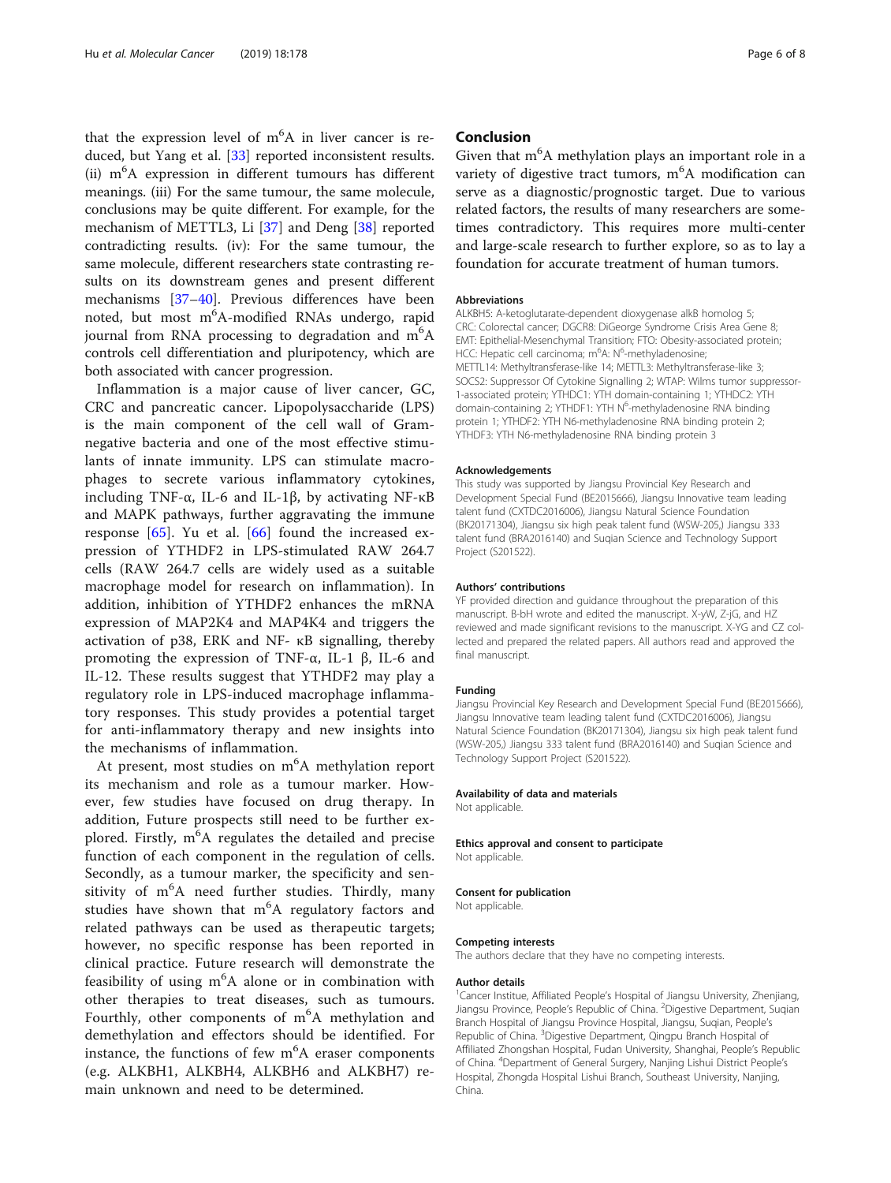that the expression level of $m^6A$ in liver cancer is reduced, but Yang et al. [33] reported inconsistent results. (ii) $m^6A$ expression in different tumours has different meanings. (iii) For the same tumour, the same molecule, conclusions may be quite different. For example, for the mechanism of METTL3, Li [37] and Deng [38] reported contradicting results. (iv): For the same tumour, the same molecule, different researchers state contrasting results on its downstream genes and present different mechanisms [37–40]. Previous differences have been noted, but most $m^6A$-modified RNAs undergo, rapid journal from RNA processing to degradation and $m^6A$ controls cell differentiation and pluripotency, which are both associated with cancer progression.

Inflammation is a major cause of liver cancer, GC, CRC and pancreatic cancer. Lipopolysaccharide (LPS) is the main component of the cell wall of Gram-negative bacteria and one of the most effective stimulants of innate immunity. LPS can stimulate macrophages to secrete various inflammatory cytokines, including TNF-α, IL-6 and IL-1β, by activating NF-κB and MAPK pathways, further aggravating the immune response [65]. Yu et al. [66] found the increased expression of YTHDF2 in LPS-stimulated RAW 264.7 cells (RAW 264.7 cells are widely used as a suitable macrophage model for research on inflammation). In addition, inhibition of YTHDF2 enhances the mRNA expression of MAP2K4 and MAP4K4 and triggers the activation of p38, ERK and NF- κB signalling, thereby promoting the expression of TNF-α, IL-1 β, IL-6 and IL-12. These results suggest that YTHDF2 may play a regulatory role in LPS-induced macrophage inflammatory responses. This study provides a potential target for anti-inflammatory therapy and new insights into the mechanisms of inflammation.

At present, most studies on $m^6A$ methylation report its mechanism and role as a tumour marker. However, few studies have focused on drug therapy. In addition, Future prospects still need to be further explored. Firstly, $m^6A$ regulates the detailed and precise function of each component in the regulation of cells. Secondly, as a tumour marker, the specificity and sensitivity of $m^6A$ need further studies. Thirdly, many studies have shown that $m^6A$ regulatory factors and related pathways can be used as therapeutic targets; however, no specific response has been reported in clinical practice. Future research will demonstrate the feasibility of using $m^6A$ alone or in combination with other therapies to treat diseases, such as tumours. Fourthly, other components of $m^6A$ methylation and demethylation and effectors should be identified. For instance, the functions of few $m^6A$ eraser components (e.g. ALKBH1, ALKBH4, ALKBH6 and ALKBH7) remain unknown and need to be determined.

## Conclusion

Given that $m^6A$ methylation plays an important role in a variety of digestive tract tumors, $m^6A$ modification can serve as a diagnostic/prognostic target. Due to various related factors, the results of many researchers are sometimes contradictory. This requires more multi-center and large-scale research to further explore, so as to lay a foundation for accurate treatment of human tumors.

### Abbreviations

ALKBH5: A-ketoglutarate-dependent dioxygenase alkB homolog 5; CRC: Colorectal cancer; DGCR8: DiGeorge Syndrome Crisis Area Gene 8; EMT: Epithelial-Mesenchymal Transition; FTO: Obesity-associated protein; HCC: Hepatic cell carcinoma; $m^6A$: $N^6$-methyladenosine; METTL14: Methyltransferase-like 14; METTL3: Methyltransferase-like 3; SOCS2: Suppressor Of Cytokine Signalling 2; WTAP: Wilms tumor suppressor-1-associated protein; YTHDC1: YTH domain-containing 1; YTHDC2: YTH domain-containing 2; YTHDF1: YTH $N^6$-methyladenosine RNA binding protein 1; YTHDF2: YTH N6-methyladenosine RNA binding protein 2; YTHDF3: YTH N6-methyladenosine RNA binding protein 3

### Acknowledgements

This study was supported by Jiangsu Provincial Key Research and Development Special Fund (BE2015666), Jiangsu Innovative team leading talent fund (CXTDC2016006), Jiangsu Natural Science Foundation (BK20171304), Jiangsu six high peak talent fund (WSW-205,) Jiangsu 333 talent fund (BRA2016140) and Suqian Science and Technology Support Project (S201522).

### Authors' contributions

YF provided direction and guidance throughout the preparation of this manuscript. B-bH wrote and edited the manuscript. X-yW, Z-jG, and HZ reviewed and made significant revisions to the manuscript. X-YG and CZ collected and prepared the related papers. All authors read and approved the final manuscript.

### Funding

Jiangsu Provincial Key Research and Development Special Fund (BE2015666), Jiangsu Innovative team leading talent fund (CXTDC2016006), Jiangsu Natural Science Foundation (BK20171304), Jiangsu six high peak talent fund (WSW-205,) Jiangsu 333 talent fund (BRA2016140) and Suqian Science and Technology Support Project (S201522).

### Availability of data and materials

Not applicable.

### Ethics approval and consent to participate

Not applicable.

### Consent for publication

Not applicable.

### Competing interests

The authors declare that they have no competing interests.

### Author details

[1]Cancer Institue, Affiliated People's Hospital of Jiangsu University, Zhenjiang, Jiangsu Province, People's Republic of China. [2]Digestive Department, Suqian Branch Hospital of Jiangsu Province Hospital, Jiangsu, Suqian, People's Republic of China. [3]Digestive Department, Qingpu Branch Hospital of Affiliated Zhongshan Hospital, Fudan University, Shanghai, People's Republic of China. [4]Department of General Surgery, Nanjing Lishui District People's Hospital, Zhongda Hospital Lishui Branch, Southeast University, Nanjing, China.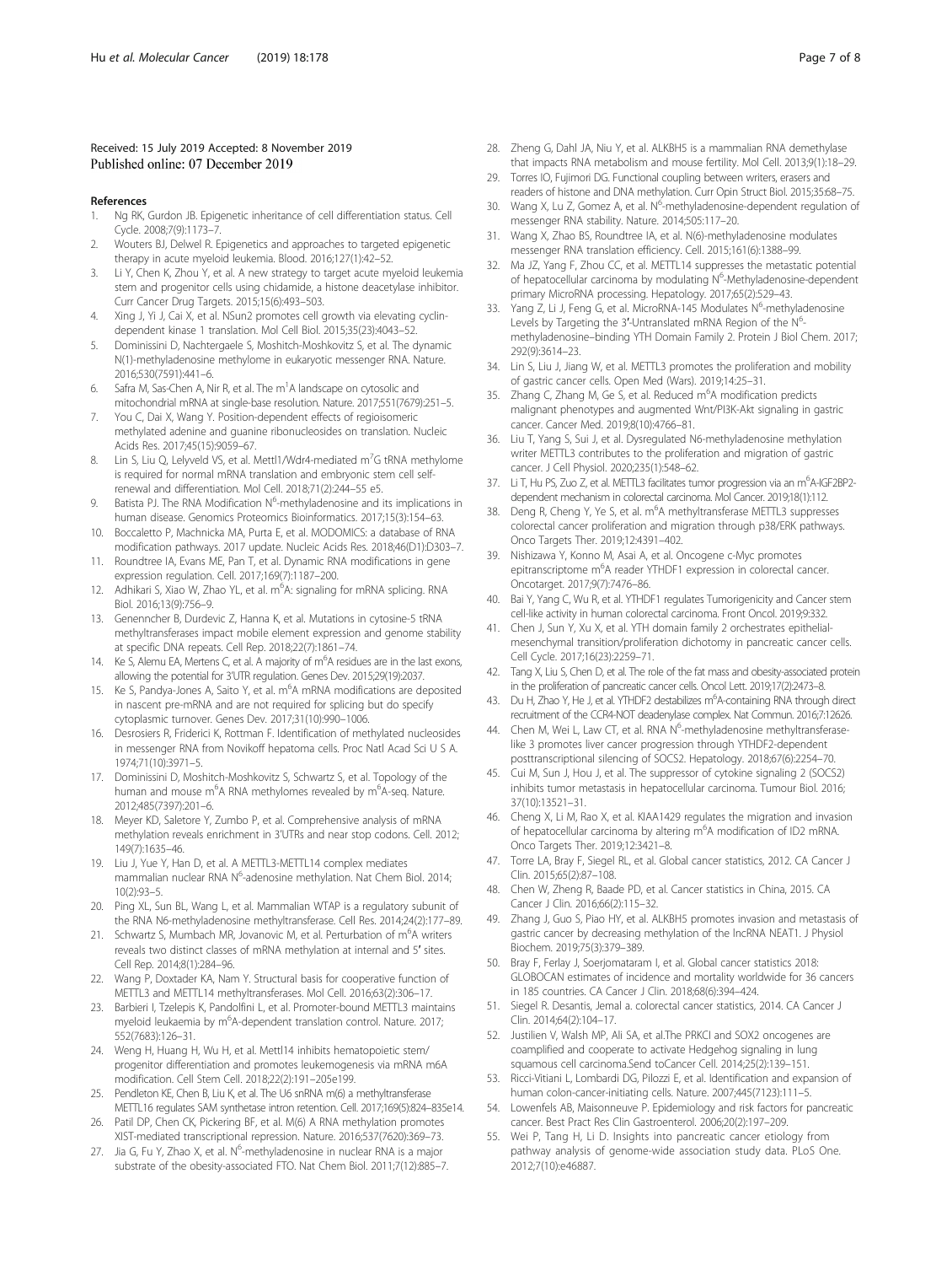Received: 15 July 2019 Accepted: 8 November 2019
Published online: 07 December 2019

## References

1. Ng RK, Gurdon JB. Epigenetic inheritance of cell differentiation status. Cell Cycle. 2008;7(9):1173–7.
2. Wouters BJ, Delwel R. Epigenetics and approaches to targeted epigenetic therapy in acute myeloid leukemia. Blood. 2016;127(1):42–52.
3. Li Y, Chen K, Zhou Y, et al. A new strategy to target acute myeloid leukemia stem and progenitor cells using chidamide, a histone deacetylase inhibitor. Curr Cancer Drug Targets. 2015;15(6):493–503.
4. Xing J, Yi J, Cai X, et al. NSun2 promotes cell growth via elevating cyclin-dependent kinase 1 translation. Mol Cell Biol. 2015;35(23):4043–52.
5. Dominissini D, Nachtergaele S, Moshitch-Moshkovitz S, et al. The dynamic N(1)-methyladenosine methylome in eukaryotic messenger RNA. Nature. 2016;530(7591):441–6.
6. Safra M, Sas-Chen A, Nir R, et al. The $m^1A$ landscape on cytosolic and mitochondrial mRNA at single-base resolution. Nature. 2017;551(7679):251–5.
7. You C, Dai X, Wang Y. Position-dependent effects of regioisomeric methylated adenine and guanine ribonucleosides on translation. Nucleic Acids Res. 2017;45(15):9059–67.
8. Lin S, Liu Q, Lelyveld VS, et al. Mettl1/Wdr4-mediated $m^7G$ tRNA methylome is required for normal mRNA translation and embryonic stem cell self-renewal and differentiation. Mol Cell. 2018;71(2):244–55 e5.
9. Batista PJ. The RNA Modification $N^6$-methyladenosine and its implications in human disease. Genomics Proteomics Bioinformatics. 2017;15(3):154–63.
10. Boccaletto P, Machnicka MA, Purta E, et al. MODOMICS: a database of RNA modification pathways. 2017 update. Nucleic Acids Res. 2018;46(D1):D303–7.
11. Roundtree IA, Evans ME, Pan T, et al. Dynamic RNA modifications in gene expression regulation. Cell. 2017;169(7):1187–200.
12. Adhikari S, Xiao W, Zhao YL, et al. $m^6A$: signaling for mRNA splicing. RNA Biol. 2016;13(9):756–9.
13. Genenncher B, Durdevic Z, Hanna K, et al. Mutations in cytosine-5 tRNA methyltransferases impact mobile element expression and genome stability at specific DNA repeats. Cell Rep. 2018;22(7):1861–74.
14. Ke S, Alemu EA, Mertens C, et al. A majority of $m^6A$ residues are in the last exons, allowing the potential for 3'UTR regulation. Genes Dev. 2015;29(19):2037.
15. Ke S, Pandya-Jones A, Saito Y, et al. $m^6A$ mRNA modifications are deposited in nascent pre-mRNA and are not required for splicing but do specify cytoplasmic turnover. Genes Dev. 2017;31(10):990–1006.
16. Desrosiers R, Friderici K, Rottman F. Identification of methylated nucleosides in messenger RNA from Novikoff hepatoma cells. Proc Natl Acad Sci U S A. 1974;71(10):3971–5.
17. Dominissini D, Moshitch-Moshkovitz S, Schwartz S, et al. Topology of the human and mouse $m^6A$ RNA methylomes revealed by $m^6A$-seq. Nature. 2012;485(7397):201–6.
18. Meyer KD, Saletore Y, Zumbo P, et al. Comprehensive analysis of mRNA methylation reveals enrichment in 3'UTRs and near stop codons. Cell. 2012; 149(7):1635–46.
19. Liu J, Yue Y, Han D, et al. A METTL3-METTL14 complex mediates mammalian nuclear RNA $N^6$-adenosine methylation. Nat Chem Biol. 2014; 10(2):93–5.
20. Ping XL, Sun BL, Wang L, et al. Mammalian WTAP is a regulatory subunit of the RNA N6-methyladenosine methyltransferase. Cell Res. 2014;24(2):177–89.
21. Schwartz S, Mumbach MR, Jovanovic M, et al. Perturbation of $m^6A$ writers reveals two distinct classes of mRNA methylation at internal and 5′ sites. Cell Rep. 2014;8(1):284–96.
22. Wang P, Doxtader KA, Nam Y. Structural basis for cooperative function of METTL3 and METTL14 methyltransferases. Mol Cell. 2016;63(2):306–17.
23. Barbieri I, Tzelepis K, Pandolfini L, et al. Promoter-bound METTL3 maintains myeloid leukaemia by $m^6A$-dependent translation control. Nature. 2017; 552(7683):126–31.
24. Weng H, Huang H, Wu H, et al. Mettl14 inhibits hematopoietic stem/ progenitor differentiation and promotes leukemogenesis via mRNA m6A modification. Cell Stem Cell. 2018;22(2):191–205e199.
25. Pendleton KE, Chen B, Liu K, et al. The U6 snRNA m(6) a methyltransferase METTL16 regulates SAM synthetase intron retention. Cell. 2017;169(5):824–835e14.
26. Patil DP, Chen CK, Pickering BF, et al. M(6) A RNA methylation promotes XIST-mediated transcriptional repression. Nature. 2016;537(7620):369–73.
27. Jia G, Fu Y, Zhao X, et al. $N^6$-methyladenosine in nuclear RNA is a major substrate of the obesity-associated FTO. Nat Chem Biol. 2011;7(12):885–7.
28. Zheng G, Dahl JA, Niu Y, et al. ALKBH5 is a mammalian RNA demethylase that impacts RNA metabolism and mouse fertility. Mol Cell. 2013;9(1):18–29.
29. Torres IO, Fujimori DG. Functional coupling between writers, erasers and readers of histone and DNA methylation. Curr Opin Struct Biol. 2015;35:68–75.
30. Wang X, Lu Z, Gomez A, et al. $N^6$-methyladenosine-dependent regulation of messenger RNA stability. Nature. 2014;505:117–20.
31. Wang X, Zhao BS, Roundtree IA, et al. N(6)-methyladenosine modulates messenger RNA translation efficiency. Cell. 2015;161(6):1388–99.
32. Ma JZ, Yang F, Zhou CC, et al. METTL14 suppresses the metastatic potential of hepatocellular carcinoma by modulating $N^6$-Methyladenosine-dependent primary MicroRNA processing. Hepatology. 2017;65(2):529–43.
33. Yang Z, Li J, Feng G, et al. MicroRNA-145 Modulates $N^6$-methyladenosine Levels by Targeting the 3′-Untranslated mRNA Region of the $N^6$-methyladenosine–binding YTH Domain Family 2. Protein J Biol Chem. 2017; 292(9):3614–23.
34. Lin S, Liu J, Jiang W, et al. METTL3 promotes the proliferation and mobility of gastric cancer cells. Open Med (Wars). 2019;14:25–31.
35. Zhang C, Zhang M, Ge S, et al. Reduced $m^6A$ modification predicts malignant phenotypes and augmented Wnt/PI3K-Akt signaling in gastric cancer. Cancer Med. 2019;8(10):4766–81.
36. Liu T, Yang S, Sui J, et al. Dysregulated N6-methyladenosine methylation writer METTL3 contributes to the proliferation and migration of gastric cancer. J Cell Physiol. 2020;235(1):548–62.
37. Li T, Hu PS, Zuo Z, et al. METTL3 facilitates tumor progression via an $m^6A$-IGF2BP2-dependent mechanism in colorectal carcinoma. Mol Cancer. 2019;18(1):112.
38. Deng R, Cheng Y, Ye S, et al. $m^6A$ methyltransferase METTL3 suppresses colorectal cancer proliferation and migration through p38/ERK pathways. Onco Targets Ther. 2019;12:4391–402.
39. Nishizawa Y, Konno M, Asai A, et al. Oncogene c-Myc promotes epitranscriptome $m^6A$ reader YTHDF1 expression in colorectal cancer. Oncotarget. 2017;9(7):7476–86.
40. Bai Y, Yang C, Wu R, et al. YTHDF1 regulates Tumorigenicity and Cancer stem cell-like activity in human colorectal carcinoma. Front Oncol. 2019;9:332.
41. Chen J, Sun Y, Xu X, et al. YTH domain family 2 orchestrates epithelial-mesenchymal transition/proliferation dichotomy in pancreatic cancer cells. Cell Cycle. 2017;16(23):2259–71.
42. Tang X, Liu S, Chen D, et al. The role of the fat mass and obesity-associated protein in the proliferation of pancreatic cancer cells. Oncol Lett. 2019;17(2):2473–8.
43. Du H, Zhao Y, He J, et al. YTHDF2 destabilizes $m^6A$-containing RNA through direct recruitment of the CCR4-NOT deadenylase complex. Nat Commun. 2016;7:12626.
44. Chen M, Wei L, Law CT, et al. RNA $N^6$-methyladenosine methyltransferase-like 3 promotes liver cancer progression through YTHDF2-dependent posttranscriptional silencing of SOCS2. Hepatology. 2018;67(6):2254–70.
45. Cui M, Sun J, Hou J, et al. The suppressor of cytokine signaling 2 (SOCS2) inhibits tumor metastasis in hepatocellular carcinoma. Tumour Biol. 2016; 37(10):13521–31.
46. Cheng X, Li M, Rao X, et al. KIAA1429 regulates the migration and invasion of hepatocellular carcinoma by altering $m^6A$ modification of ID2 mRNA. Onco Targets Ther. 2019;12:3421–8.
47. Torre LA, Bray F, Siegel RL, et al. Global cancer statistics, 2012. CA Cancer J Clin. 2015;65(2):87–108.
48. Chen W, Zheng R, Baade PD, et al. Cancer statistics in China, 2015. CA Cancer J Clin. 2016;66(2):115–32.
49. Zhang J, Guo S, Piao HY, et al. ALKBH5 promotes invasion and metastasis of gastric cancer by decreasing methylation of the lncRNA NEAT1. J Physiol Biochem. 2019;75(3):379–389.
50. Bray F, Ferlay J, Soerjomataram I, et al. Global cancer statistics 2018: GLOBOCAN estimates of incidence and mortality worldwide for 36 cancers in 185 countries. CA Cancer J Clin. 2018;68(6):394–424.
51. Siegel R. Desantis, Jemal a. colorectal cancer statistics, 2014. CA Cancer J Clin. 2014;64(2):104–17.
52. Justilien V, Walsh MP, Ali SA, et al.The PRKCI and SOX2 oncogenes are coamplified and cooperate to activate Hedgehog signaling in lung squamous cell carcinoma.Send toCancer Cell. 2014;25(2):139–151.
53. Ricci-Vitiani L, Lombardi DG, Pilozzi E, et al. Identification and expansion of human colon-cancer-initiating cells. Nature. 2007;445(7123):111–5.
54. Lowenfels AB, Maisonneuve P. Epidemiology and risk factors for pancreatic cancer. Best Pract Res Clin Gastroenterol. 2006;20(2):197–209.
55. Wei P, Tang H, Li D. Insights into pancreatic cancer etiology from pathway analysis of genome-wide association study data. PLoS One. 2012;7(10):e46887.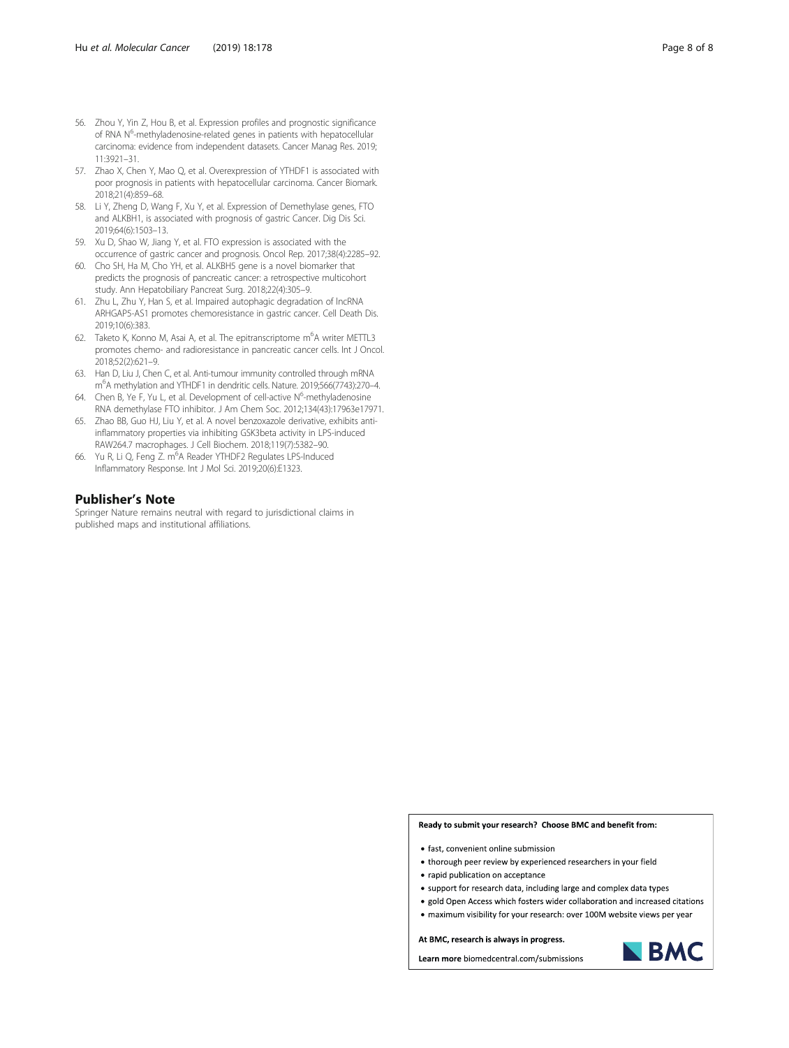56. Zhou Y, Yin Z, Hou B, et al. Expression profiles and prognostic significance of RNA N$^6$-methyladenosine-related genes in patients with hepatocellular carcinoma: evidence from independent datasets. Cancer Manag Res. 2019; 11:3921–31.
57. Zhao X, Chen Y, Mao Q, et al. Overexpression of YTHDF1 is associated with poor prognosis in patients with hepatocellular carcinoma. Cancer Biomark. 2018;21(4):859–68.
58. Li Y, Zheng D, Wang F, Xu Y, et al. Expression of Demethylase genes, FTO and ALKBH1, is associated with prognosis of gastric Cancer. Dig Dis Sci. 2019;64(6):1503–13.
59. Xu D, Shao W, Jiang Y, et al. FTO expression is associated with the occurrence of gastric cancer and prognosis. Oncol Rep. 2017;38(4):2285–92.
60. Cho SH, Ha M, Cho YH, et al. ALKBH5 gene is a novel biomarker that predicts the prognosis of pancreatic cancer: a retrospective multicohort study. Ann Hepatobiliary Pancreat Surg. 2018;22(4):305–9.
61. Zhu L, Zhu Y, Han S, et al. Impaired autophagic degradation of lncRNA ARHGAP5-AS1 promotes chemoresistance in gastric cancer. Cell Death Dis. 2019;10(6):383.
62. Taketo K, Konno M, Asai A, et al. The epitranscriptome m$^6$A writer METTL3 promotes chemo- and radioresistance in pancreatic cancer cells. Int J Oncol. 2018;52(2):621–9.
63. Han D, Liu J, Chen C, et al. Anti-tumour immunity controlled through mRNA m$^6$A methylation and YTHDF1 in dendritic cells. Nature. 2019;566(7743):270–4.
64. Chen B, Ye F, Yu L, et al. Development of cell-active N$^6$-methyladenosine RNA demethylase FTO inhibitor. J Am Chem Soc. 2012;134(43):17963e17971.
65. Zhao BB, Guo HJ, Liu Y, et al. A novel benzoxazole derivative, exhibits anti-inflammatory properties via inhibiting GSK3beta activity in LPS-induced RAW264.7 macrophages. J Cell Biochem. 2018;119(7):5382–90.
66. Yu R, Li Q, Feng Z. m$^6$A Reader YTHDF2 Regulates LPS-Induced Inflammatory Response. Int J Mol Sci. 2019;20(6):E1323.

## Publisher's Note

Springer Nature remains neutral with regard to jurisdictional claims in published maps and institutional affiliations.

**Ready to submit your research? Choose BMC and benefit from:**

- fast, convenient online submission
- thorough peer review by experienced researchers in your field
- rapid publication on acceptance
- support for research data, including large and complex data types
- gold Open Access which fosters wider collaboration and increased citations
- maximum visibility for your research: over 100M website views per year

**At BMC, research is always in progress.**

**Learn more** biomedcentral.com/submissions

BMC